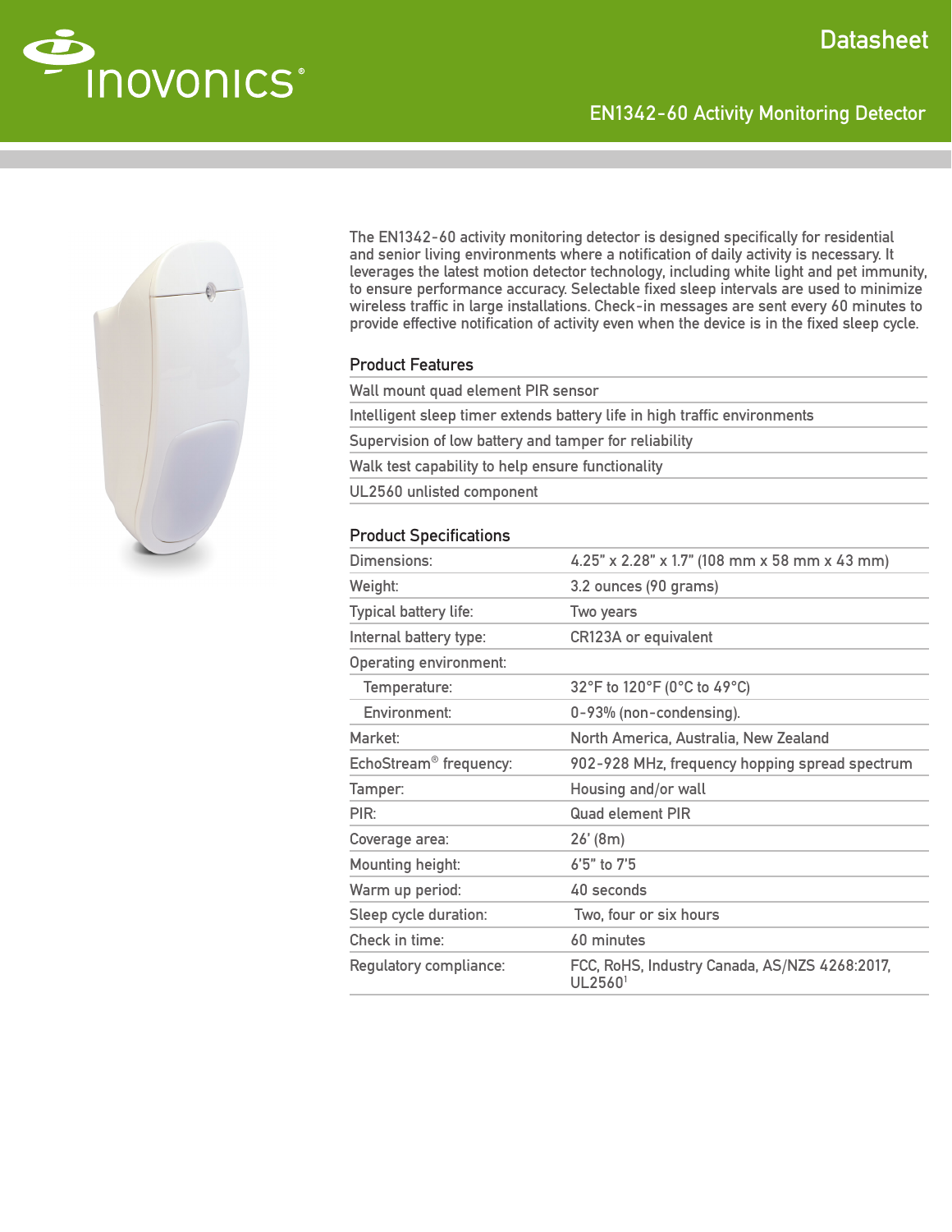# EN1342-60 Activity Monitoring Detector

Datasheet

The EN1342-60 activity monitoring detector is designed specifically for residential and senior living environments where a notification of daily activity is necessary. It leverages the latest motion detector technology, including white light and pet immunity, to ensure performance accuracy. Selectable fixed sleep intervals are used to minimize wireless traffic in large installations. Check-in messages are sent every 60 minutes to provide effective notification of activity even when the device is in the fixed sleep cycle.

## Product Features

- Wall mount quad element PIR sensor
- Intelligent sleep timer extends battery life in high traffic environments
- Supervision of low battery and tamper for reliability
- Walk test capability to help ensure functionality
- UL2560 unlisted component

## Product Specifications

| | |
|---|---|
| Dimensions: | 4.25" x 2.28" x 1.7" (108 mm x 58 mm x 43 mm) |
| Weight: | 3.2 ounces (90 grams) |
| Typical battery life: | Two years |
| Internal battery type: | CR123A or equivalent |
| Operating environment: | |
| Temperature: | 32°F to 120°F (0°C to 49°C) |
| Environment: | 0-93% (non-condensing). |
| Market: | North America, Australia, New Zealand |
| EchoStream® frequency: | 902-928 MHz, frequency hopping spread spectrum |
| Tamper: | Housing and/or wall |
| PIR: | Quad element PIR |
| Coverage area: | 26' (8m) |
| Mounting height: | 6'5" to 7'5 |
| Warm up period: | 40 seconds |
| Sleep cycle duration: | Two, four or six hours |
| Check in time: | 60 minutes |
| Regulatory compliance: | FCC, RoHS, Industry Canada, AS/NZS 4268:2017, UL2560[1] |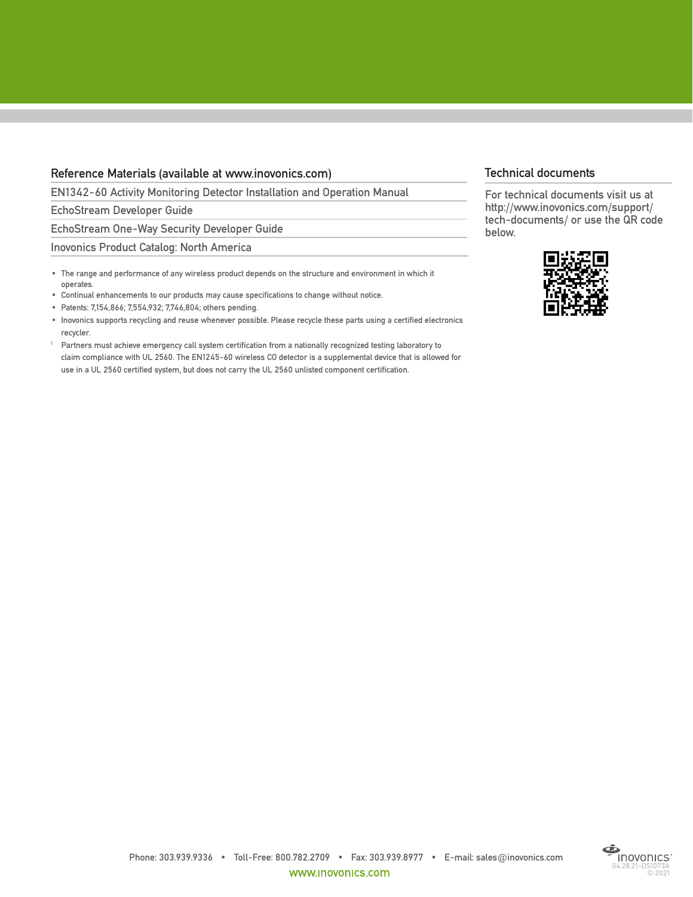## Reference Materials (available at www.inovonics.com)

EN1342-60 Activity Monitoring Detector Installation and Operation Manual

EchoStream Developer Guide

EchoStream One-Way Security Developer Guide

Inovonics Product Catalog: North America

- The range and performance of any wireless product depends on the structure and environment in which it operates.
- Continual enhancements to our products may cause specifications to change without notice.
- Patents: 7,154,866; 7,554,932; 7,746,804; others pending.
- Inovonics supports recycling and reuse whenever possible. Please recycle these parts using a certified electronics recycler.

[1] Partners must achieve emergency call system certification from a nationally recognized testing laboratory to claim compliance with UL 2560. The EN1245-60 wireless CO detector is a supplemental device that is allowed for use in a UL 2560 certified system, but does not carry the UL 2560 unlisted component certification.

## Technical documents

For technical documents visit us at http://www.inovonics.com/support/tech-documents/ or use the QR code below.

Phone: 303.939.9336 • Toll-Free: 800.782.2709 • Fax: 303.939.8977 • E-mail: sales@inovonics.com

www.inovonics.com

inovonics

04.28.21-DS1073A

© 2021